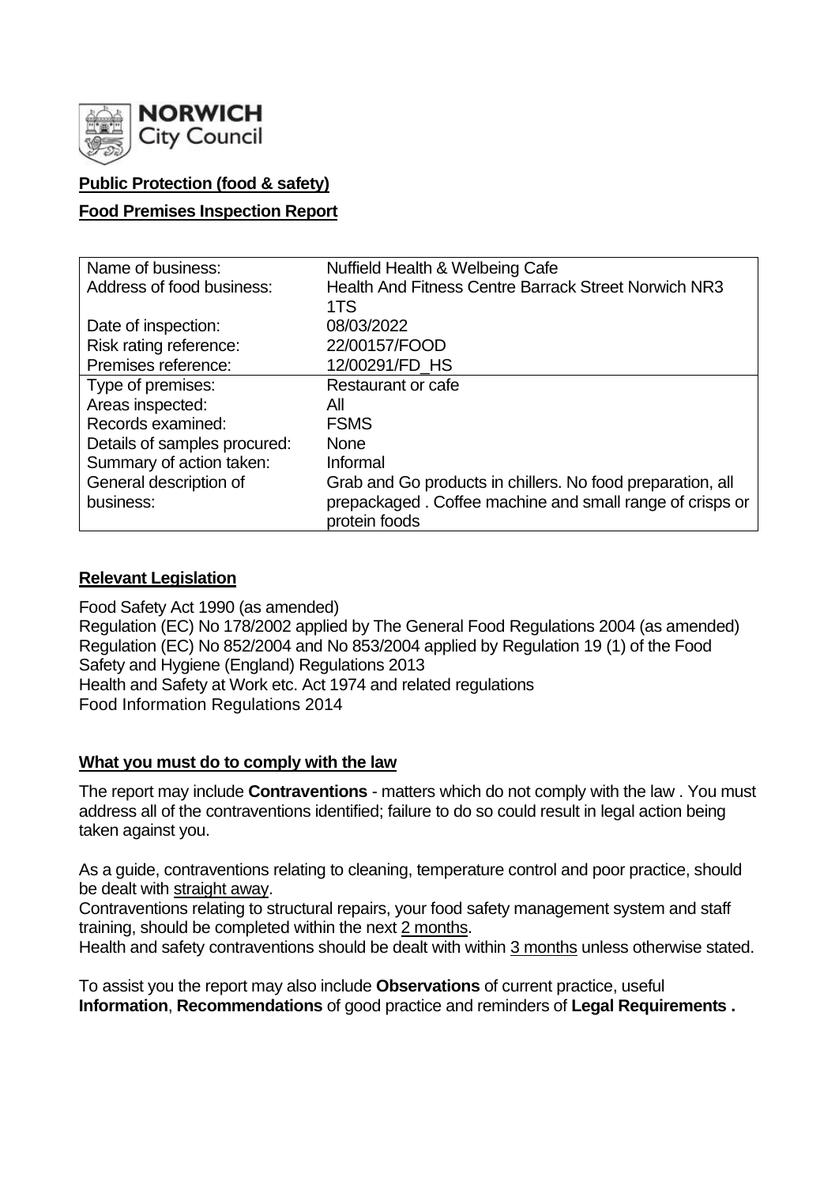**NORWICH City Council**

**Public Protection (food & safety)**

**Food Premises Inspection Report**

| Name of business: | Nuffield Health & Welbeing Cafe |
|---|---|
| Address of food business: | Health And Fitness Centre Barrack Street Norwich NR3 1TS |
| Date of inspection: | 08/03/2022 |
| Risk rating reference: | 22/00157/FOOD |
| Premises reference: | 12/00291/FD_HS |
| Type of premises: | Restaurant or cafe |
| Areas inspected: | All |
| Records examined: | FSMS |
| Details of samples procured: | None |
| Summary of action taken: | Informal |
| General description of business: | Grab and Go products in chillers. No food preparation, all prepackaged . Coffee machine and small range of crisps or protein foods |

## Relevant Legislation

Food Safety Act 1990 (as amended)
Regulation (EC) No 178/2002 applied by The General Food Regulations 2004 (as amended)
Regulation (EC) No 852/2004 and No 853/2004 applied by Regulation 19 (1) of the Food Safety and Hygiene (England) Regulations 2013
Health and Safety at Work etc. Act 1974 and related regulations
Food Information Regulations 2014

## What you must do to comply with the law

The report may include **Contraventions** - matters which do not comply with the law . You must address all of the contraventions identified; failure to do so could result in legal action being taken against you.

As a guide, contraventions relating to cleaning, temperature control and poor practice, should be dealt with straight away.

Contraventions relating to structural repairs, your food safety management system and staff training, should be completed within the next 2 months.

Health and safety contraventions should be dealt with within 3 months unless otherwise stated.

To assist you the report may also include **Observations** of current practice, useful **Information**, **Recommendations** of good practice and reminders of **Legal Requirements .**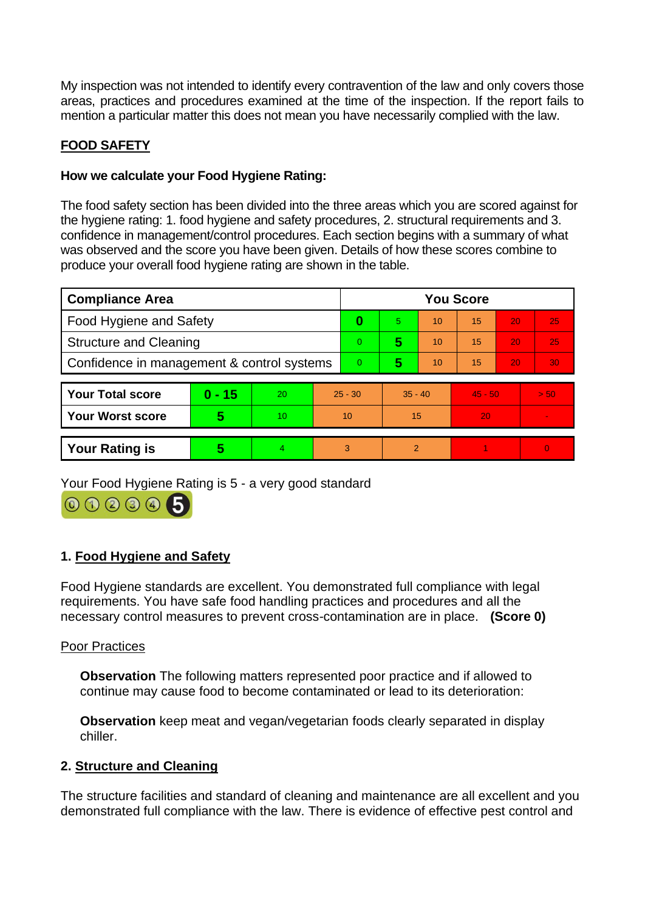My inspection was not intended to identify every contravention of the law and only covers those areas, practices and procedures examined at the time of the inspection. If the report fails to mention a particular matter this does not mean you have necessarily complied with the law.

**FOOD SAFETY**

**How we calculate your Food Hygiene Rating:**

The food safety section has been divided into the three areas which you are scored against for the hygiene rating: 1. food hygiene and safety procedures, 2. structural requirements and 3. confidence in management/control procedures. Each section begins with a summary of what was observed and the score you have been given. Details of how these scores combine to produce your overall food hygiene rating are shown in the table.

| Compliance Area | You Score | | | | | |
|---|---|---|---|---|---|---|
| Food Hygiene and Safety | **0** | 5 | 10 | 15 | 20 | 25 |
| Structure and Cleaning | 0 | **5** | 10 | 15 | 20 | 25 |
| Confidence in management & control systems | 0 | **5** | 10 | 15 | 20 | 30 |

| | | | | | | |
|---|---|---|---|---|---|---|
| **Your Total score** | **0 - 15** | 20 | 25 - 30 | 35 - 40 | 45 - 50 | > 50 |
| **Your Worst score** | **5** | 10 | 10 | 15 | 20 | - |
| **Your Rating is** | **5** | 4 | 3 | 2 | 1 | 0 |

Your Food Hygiene Rating is 5 - a very good standard

## 1. Food Hygiene and Safety

Food Hygiene standards are excellent. You demonstrated full compliance with legal requirements. You have safe food handling practices and procedures and all the necessary control measures to prevent cross-contamination are in place. **(Score 0)**

Poor Practices

**Observation** The following matters represented poor practice and if allowed to continue may cause food to become contaminated or lead to its deterioration:

**Observation** keep meat and vegan/vegetarian foods clearly separated in display chiller.

## 2. Structure and Cleaning

The structure facilities and standard of cleaning and maintenance are all excellent and you demonstrated full compliance with the law. There is evidence of effective pest control and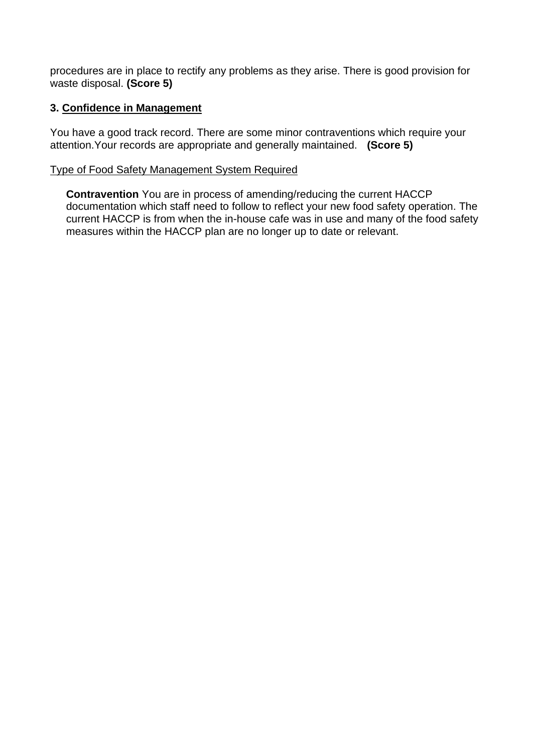procedures are in place to rectify any problems as they arise. There is good provision for waste disposal. **(Score 5)**

### 3. Confidence in Management

You have a good track record. There are some minor contraventions which require your attention.Your records are appropriate and generally maintained. **(Score 5)**

Type of Food Safety Management System Required

**Contravention** You are in process of amending/reducing the current HACCP documentation which staff need to follow to reflect your new food safety operation. The current HACCP is from when the in-house cafe was in use and many of the food safety measures within the HACCP plan are no longer up to date or relevant.